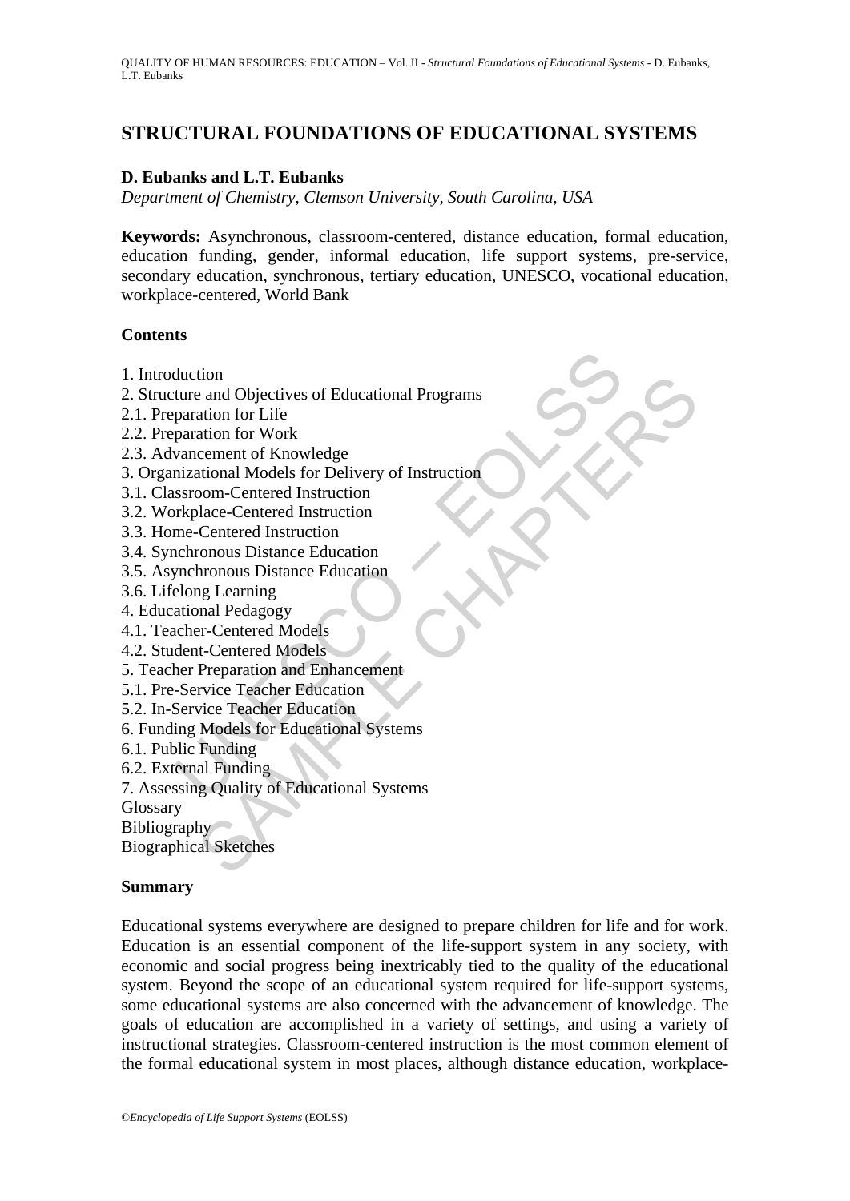# STRUCTURAL FOUNDATIONS OF EDUCATIONAL SYSTEMS

**D. Eubanks and L.T. Eubanks**

*Department of Chemistry, Clemson University, South Carolina, USA*

**Keywords:** Asynchronous, classroom-centered, distance education, formal education, education funding, gender, informal education, life support systems, pre-service, secondary education, synchronous, tertiary education, UNESCO, vocational education, workplace-centered, World Bank

## Contents

1. Introduction
2. Structure and Objectives of Educational Programs
2.1. Preparation for Life
2.2. Preparation for Work
2.3. Advancement of Knowledge
3. Organizational Models for Delivery of Instruction
3.1. Classroom-Centered Instruction
3.2. Workplace-Centered Instruction
3.3. Home-Centered Instruction
3.4. Synchronous Distance Education
3.5. Asynchronous Distance Education
3.6. Lifelong Learning
4. Educational Pedagogy
4.1. Teacher-Centered Models
4.2. Student-Centered Models
5. Teacher Preparation and Enhancement
5.1. Pre-Service Teacher Education
5.2. In-Service Teacher Education
6. Funding Models for Educational Systems
6.1. Public Funding
6.2. External Funding
7. Assessing Quality of Educational Systems

Glossary

Bibliography

Biographical Sketches

## Summary

Educational systems everywhere are designed to prepare children for life and for work. Education is an essential component of the life-support system in any society, with economic and social progress being inextricably tied to the quality of the educational system. Beyond the scope of an educational system required for life-support systems, some educational systems are also concerned with the advancement of knowledge. The goals of education are accomplished in a variety of settings, and using a variety of instructional strategies. Classroom-centered instruction is the most common element of the formal educational system in most places, although distance education, workplace-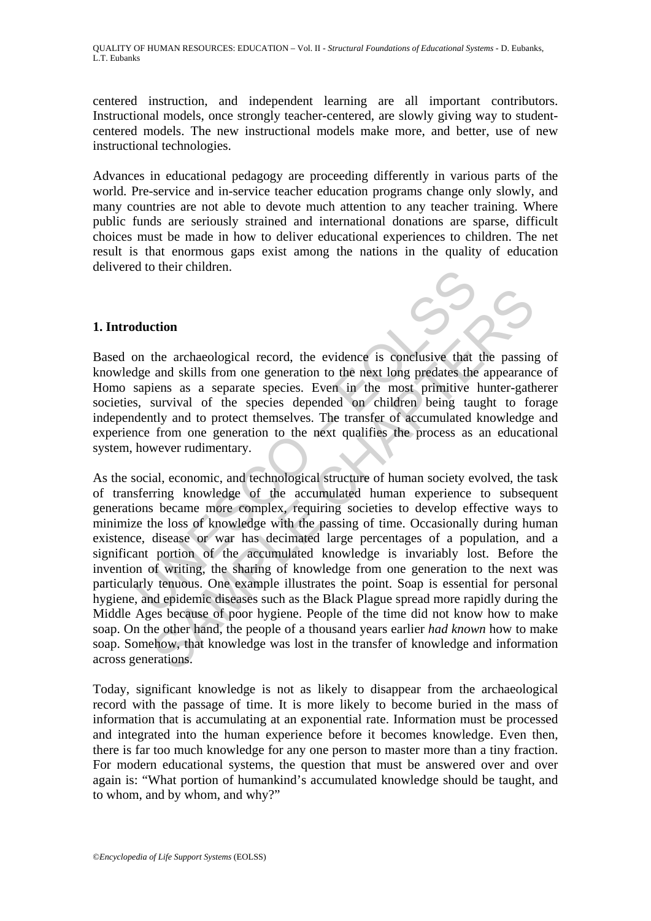centered instruction, and independent learning are all important contributors. Instructional models, once strongly teacher-centered, are slowly giving way to student-centered models. The new instructional models make more, and better, use of new instructional technologies.

Advances in educational pedagogy are proceeding differently in various parts of the world. Pre-service and in-service teacher education programs change only slowly, and many countries are not able to devote much attention to any teacher training. Where public funds are seriously strained and international donations are sparse, difficult choices must be made in how to deliver educational experiences to children. The net result is that enormous gaps exist among the nations in the quality of education delivered to their children.

## 1. Introduction

Based on the archaeological record, the evidence is conclusive that the passing of knowledge and skills from one generation to the next long predates the appearance of Homo sapiens as a separate species. Even in the most primitive hunter-gatherer societies, survival of the species depended on children being taught to forage independently and to protect themselves. The transfer of accumulated knowledge and experience from one generation to the next qualifies the process as an educational system, however rudimentary.

As the social, economic, and technological structure of human society evolved, the task of transferring knowledge of the accumulated human experience to subsequent generations became more complex, requiring societies to develop effective ways to minimize the loss of knowledge with the passing of time. Occasionally during human existence, disease or war has decimated large percentages of a population, and a significant portion of the accumulated knowledge is invariably lost. Before the invention of writing, the sharing of knowledge from one generation to the next was particularly tenuous. One example illustrates the point. Soap is essential for personal hygiene, and epidemic diseases such as the Black Plague spread more rapidly during the Middle Ages because of poor hygiene. People of the time did not know how to make soap. On the other hand, the people of a thousand years earlier *had known* how to make soap. Somehow, that knowledge was lost in the transfer of knowledge and information across generations.

Today, significant knowledge is not as likely to disappear from the archaeological record with the passage of time. It is more likely to become buried in the mass of information that is accumulating at an exponential rate. Information must be processed and integrated into the human experience before it becomes knowledge. Even then, there is far too much knowledge for any one person to master more than a tiny fraction. For modern educational systems, the question that must be answered over and over again is: "What portion of humankind's accumulated knowledge should be taught, and to whom, and by whom, and why?"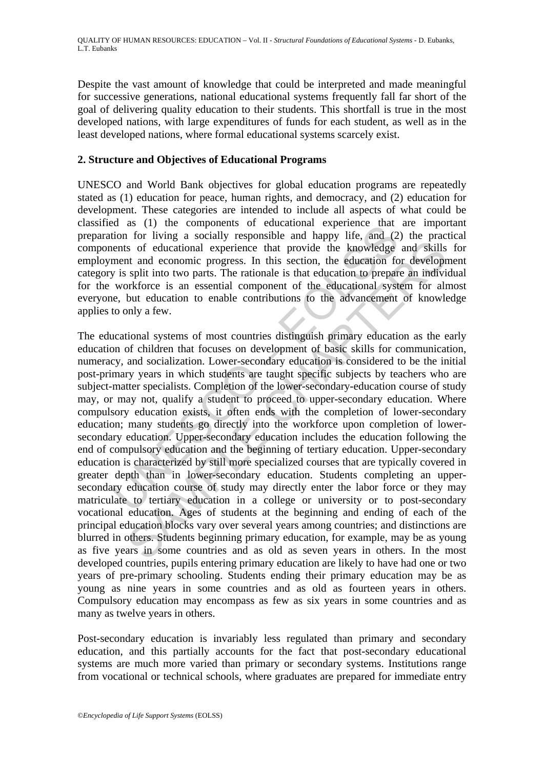Despite the vast amount of knowledge that could be interpreted and made meaningful for successive generations, national educational systems frequently fall far short of the goal of delivering quality education to their students. This shortfall is true in the most developed nations, with large expenditures of funds for each student, as well as in the least developed nations, where formal educational systems scarcely exist.

## 2. Structure and Objectives of Educational Programs

UNESCO and World Bank objectives for global education programs are repeatedly stated as (1) education for peace, human rights, and democracy, and (2) education for development. These categories are intended to include all aspects of what could be classified as (1) the components of educational experience that are important preparation for living a socially responsible and happy life, and (2) the practical components of educational experience that provide the knowledge and skills for employment and economic progress. In this section, the education for development category is split into two parts. The rationale is that education to prepare an individual for the workforce is an essential component of the educational system for almost everyone, but education to enable contributions to the advancement of knowledge applies to only a few.

The educational systems of most countries distinguish primary education as the early education of children that focuses on development of basic skills for communication, numeracy, and socialization. Lower-secondary education is considered to be the initial post-primary years in which students are taught specific subjects by teachers who are subject-matter specialists. Completion of the lower-secondary-education course of study may, or may not, qualify a student to proceed to upper-secondary education. Where compulsory education exists, it often ends with the completion of lower-secondary education; many students go directly into the workforce upon completion of lower-secondary education. Upper-secondary education includes the education following the end of compulsory education and the beginning of tertiary education. Upper-secondary education is characterized by still more specialized courses that are typically covered in greater depth than in lower-secondary education. Students completing an upper-secondary education course of study may directly enter the labor force or they may matriculate to tertiary education in a college or university or to post-secondary vocational education. Ages of students at the beginning and ending of each of the principal education blocks vary over several years among countries; and distinctions are blurred in others. Students beginning primary education, for example, may be as young as five years in some countries and as old as seven years in others. In the most developed countries, pupils entering primary education are likely to have had one or two years of pre-primary schooling. Students ending their primary education may be as young as nine years in some countries and as old as fourteen years in others. Compulsory education may encompass as few as six years in some countries and as many as twelve years in others.

Post-secondary education is invariably less regulated than primary and secondary education, and this partially accounts for the fact that post-secondary educational systems are much more varied than primary or secondary systems. Institutions range from vocational or technical schools, where graduates are prepared for immediate entry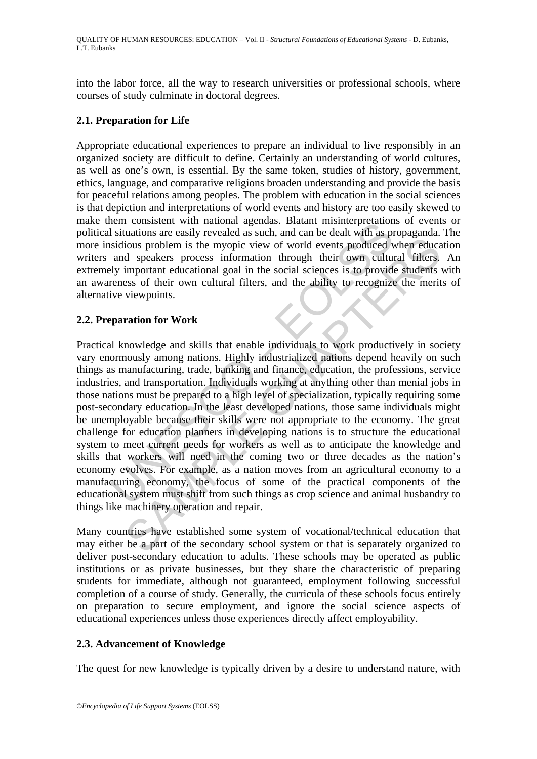into the labor force, all the way to research universities or professional schools, where courses of study culminate in doctoral degrees.

### 2.1. Preparation for Life

Appropriate educational experiences to prepare an individual to live responsibly in an organized society are difficult to define. Certainly an understanding of world cultures, as well as one's own, is essential. By the same token, studies of history, government, ethics, language, and comparative religions broaden understanding and provide the basis for peaceful relations among peoples. The problem with education in the social sciences is that depiction and interpretations of world events and history are too easily skewed to make them consistent with national agendas. Blatant misinterpretations of events or political situations are easily revealed as such, and can be dealt with as propaganda. The more insidious problem is the myopic view of world events produced when education writers and speakers process information through their own cultural filters. An extremely important educational goal in the social sciences is to provide students with an awareness of their own cultural filters, and the ability to recognize the merits of alternative viewpoints.

### 2.2. Preparation for Work

Practical knowledge and skills that enable individuals to work productively in society vary enormously among nations. Highly industrialized nations depend heavily on such things as manufacturing, trade, banking and finance, education, the professions, service industries, and transportation. Individuals working at anything other than menial jobs in those nations must be prepared to a high level of specialization, typically requiring some post-secondary education. In the least developed nations, those same individuals might be unemployable because their skills were not appropriate to the economy. The great challenge for education planners in developing nations is to structure the educational system to meet current needs for workers as well as to anticipate the knowledge and skills that workers will need in the coming two or three decades as the nation's economy evolves. For example, as a nation moves from an agricultural economy to a manufacturing economy, the focus of some of the practical components of the educational system must shift from such things as crop science and animal husbandry to things like machinery operation and repair.

Many countries have established some system of vocational/technical education that may either be a part of the secondary school system or that is separately organized to deliver post-secondary education to adults. These schools may be operated as public institutions or as private businesses, but they share the characteristic of preparing students for immediate, although not guaranteed, employment following successful completion of a course of study. Generally, the curricula of these schools focus entirely on preparation to secure employment, and ignore the social science aspects of educational experiences unless those experiences directly affect employability.

### 2.3. Advancement of Knowledge

The quest for new knowledge is typically driven by a desire to understand nature, with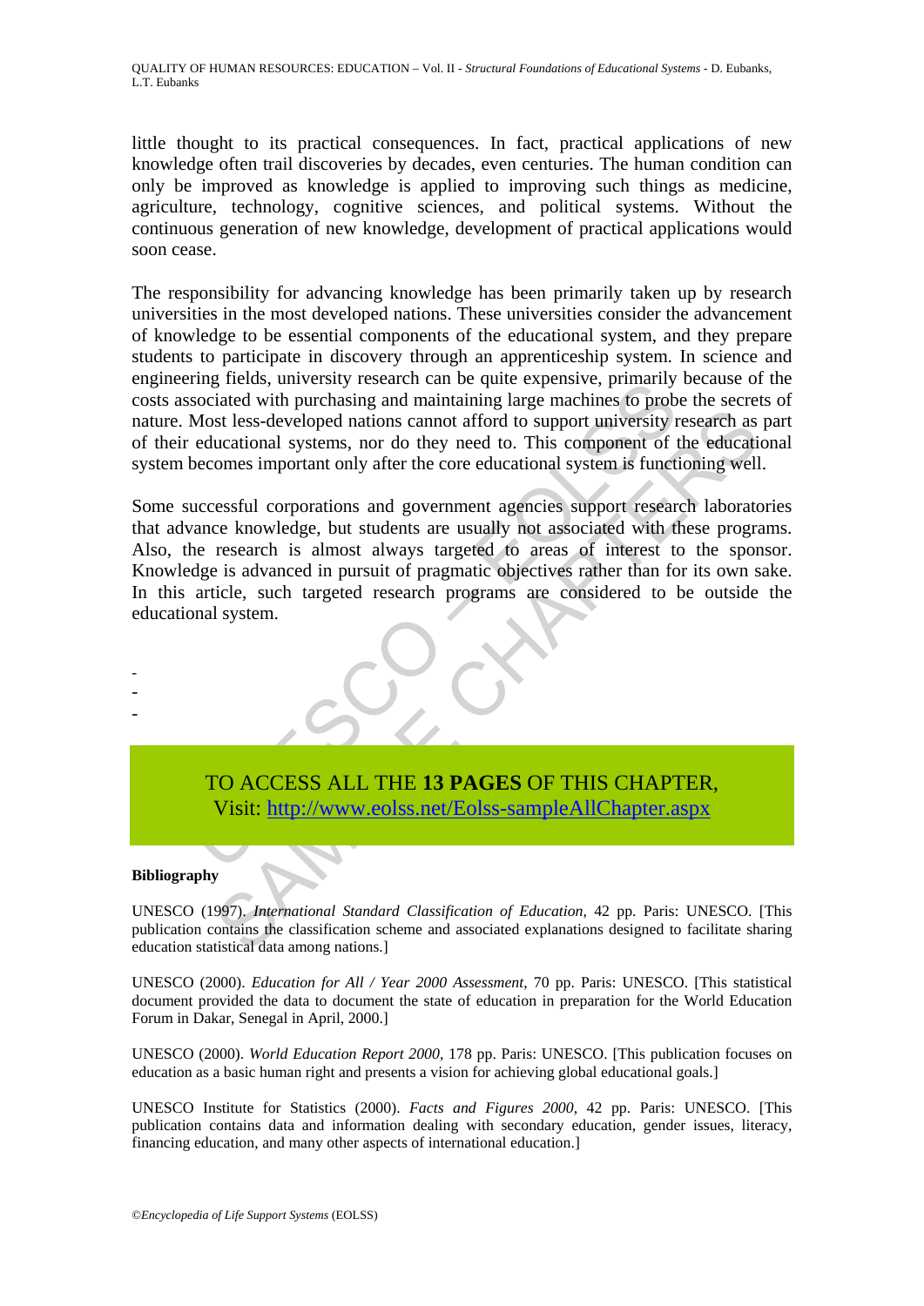little thought to its practical consequences. In fact, practical applications of new knowledge often trail discoveries by decades, even centuries. The human condition can only be improved as knowledge is applied to improving such things as medicine, agriculture, technology, cognitive sciences, and political systems. Without the continuous generation of new knowledge, development of practical applications would soon cease.

The responsibility for advancing knowledge has been primarily taken up by research universities in the most developed nations. These universities consider the advancement of knowledge to be essential components of the educational system, and they prepare students to participate in discovery through an apprenticeship system. In science and engineering fields, university research can be quite expensive, primarily because of the costs associated with purchasing and maintaining large machines to probe the secrets of nature. Most less-developed nations cannot afford to support university research as part of their educational systems, nor do they need to. This component of the educational system becomes important only after the core educational system is functioning well.

Some successful corporations and government agencies support research laboratories that advance knowledge, but students are usually not associated with these programs. Also, the research is almost always targeted to areas of interest to the sponsor. Knowledge is advanced in pursuit of pragmatic objectives rather than for its own sake. In this article, such targeted research programs are considered to be outside the educational system.

-
-
-

TO ACCESS ALL THE **13 PAGES** OF THIS CHAPTER,
Visit: http://www.eolss.net/Eolss-sampleAllChapter.aspx

**Bibliography**

UNESCO (1997). *International Standard Classification of Education*, 42 pp. Paris: UNESCO. [This publication contains the classification scheme and associated explanations designed to facilitate sharing education statistical data among nations.]

UNESCO (2000). *Education for All / Year 2000 Assessment*, 70 pp. Paris: UNESCO. [This statistical document provided the data to document the state of education in preparation for the World Education Forum in Dakar, Senegal in April, 2000.]

UNESCO (2000). *World Education Report 2000*, 178 pp. Paris: UNESCO. [This publication focuses on education as a basic human right and presents a vision for achieving global educational goals.]

UNESCO Institute for Statistics (2000). *Facts and Figures 2000*, 42 pp. Paris: UNESCO. [This publication contains data and information dealing with secondary education, gender issues, literacy, financing education, and many other aspects of international education.]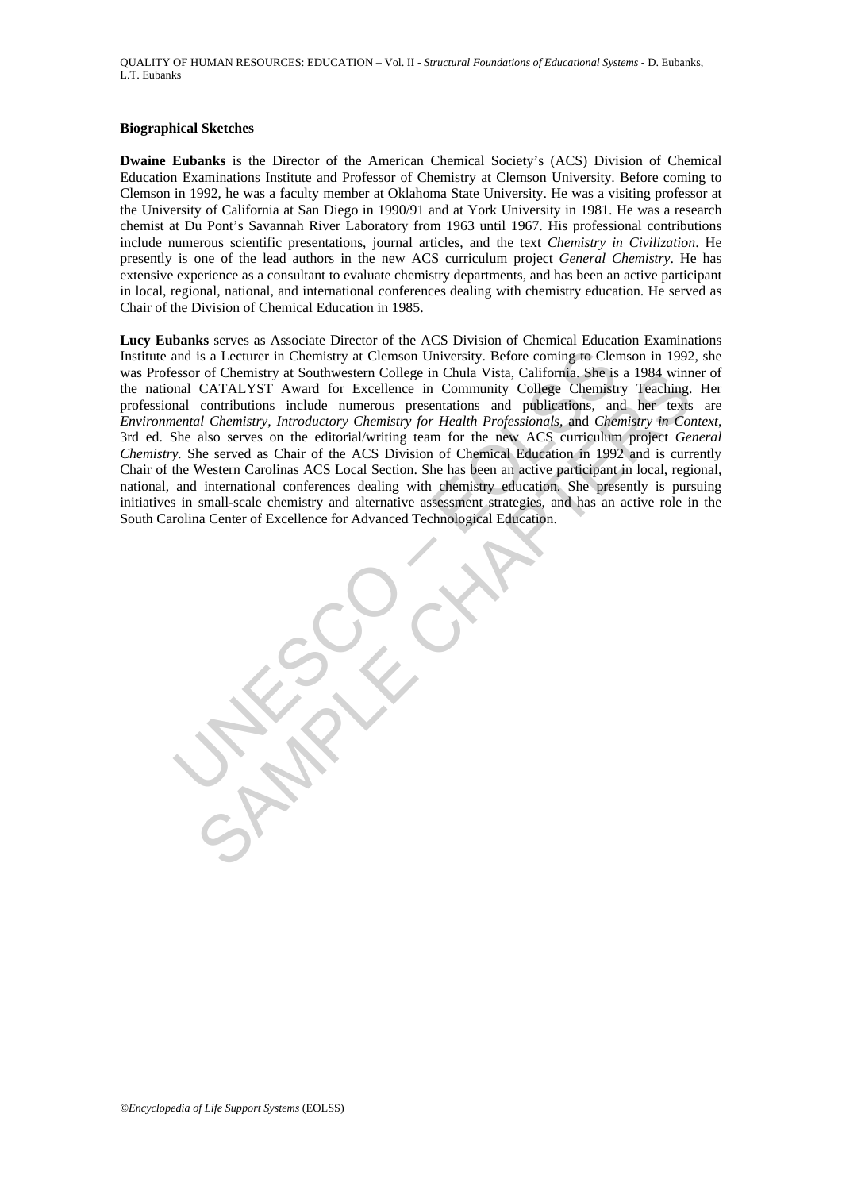**Biographical Sketches**

**Dwaine Eubanks** is the Director of the American Chemical Society's (ACS) Division of Chemical Education Examinations Institute and Professor of Chemistry at Clemson University. Before coming to Clemson in 1992, he was a faculty member at Oklahoma State University. He was a visiting professor at the University of California at San Diego in 1990/91 and at York University in 1981. He was a research chemist at Du Pont's Savannah River Laboratory from 1963 until 1967. His professional contributions include numerous scientific presentations, journal articles, and the text *Chemistry in Civilization*. He presently is one of the lead authors in the new ACS curriculum project *General Chemistry*. He has extensive experience as a consultant to evaluate chemistry departments, and has been an active participant in local, regional, national, and international conferences dealing with chemistry education. He served as Chair of the Division of Chemical Education in 1985.

**Lucy Eubanks** serves as Associate Director of the ACS Division of Chemical Education Examinations Institute and is a Lecturer in Chemistry at Clemson University. Before coming to Clemson in 1992, she was Professor of Chemistry at Southwestern College in Chula Vista, California. She is a 1984 winner of the national CATALYST Award for Excellence in Community College Chemistry Teaching. Her professional contributions include numerous presentations and publications, and her texts are *Environmental Chemistry*, *Introductory Chemistry for Health Professionals*, and *Chemistry in Context*, 3rd ed. She also serves on the editorial/writing team for the new ACS curriculum project *General Chemistry*. She served as Chair of the ACS Division of Chemical Education in 1992 and is currently Chair of the Western Carolinas ACS Local Section. She has been an active participant in local, regional, national, and international conferences dealing with chemistry education. She presently is pursuing initiatives in small-scale chemistry and alternative assessment strategies, and has an active role in the South Carolina Center of Excellence for Advanced Technological Education.